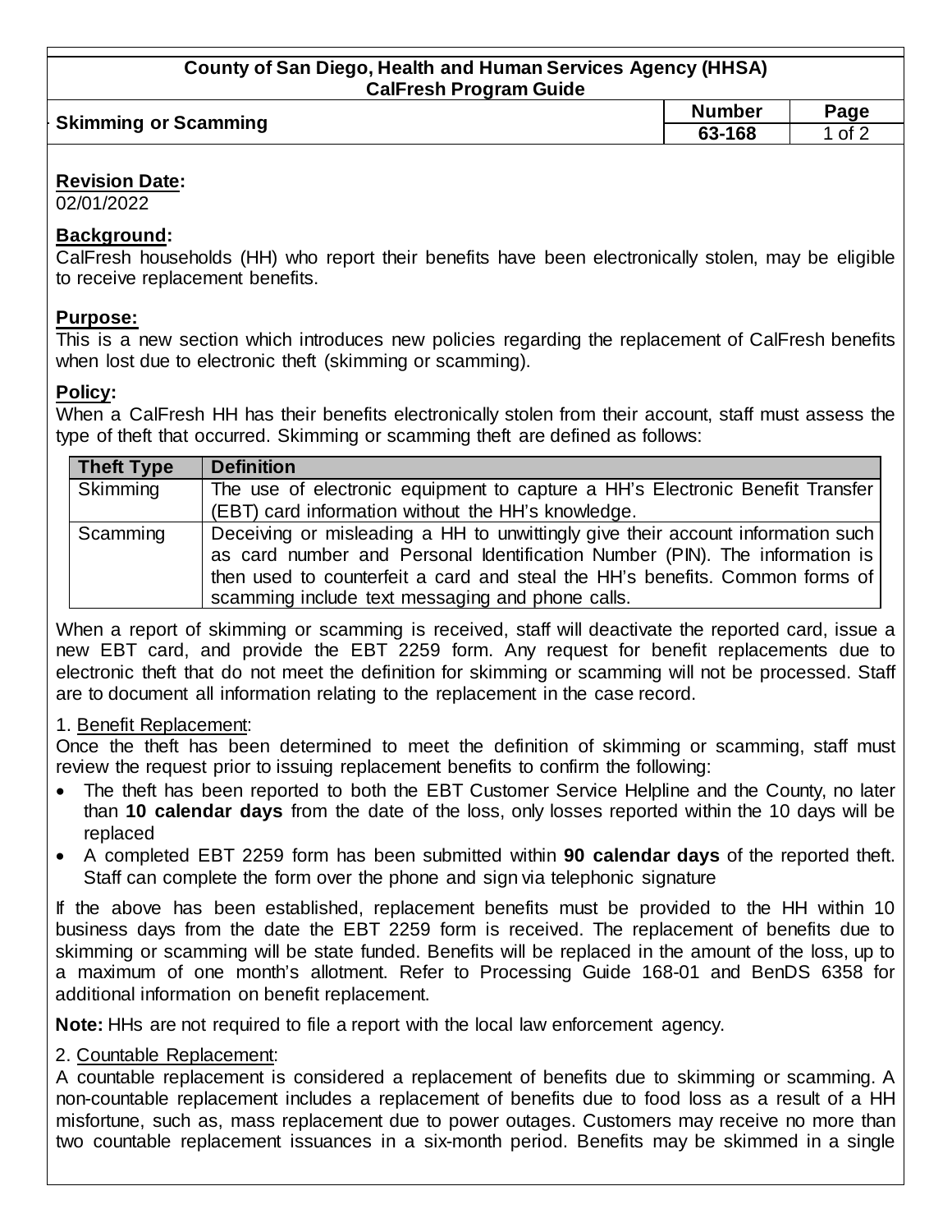**County of San Diego, Health and Human Services Agency (HHSA)**
**CalFresh Program Guide**

| Skimming or Scamming | Number | Page |
|---|---|---|
| | 63-168 | 1 of 2 |

**Revision Date:**
02/01/2022

**Background:**
CalFresh households (HH) who report their benefits have been electronically stolen, may be eligible to receive replacement benefits.

**Purpose:**
This is a new section which introduces new policies regarding the replacement of CalFresh benefits when lost due to electronic theft (skimming or scamming).

**Policy:**
When a CalFresh HH has their benefits electronically stolen from their account, staff must assess the type of theft that occurred. Skimming or scamming theft are defined as follows:

| Theft Type | Definition |
|---|---|
| Skimming | The use of electronic equipment to capture a HH's Electronic Benefit Transfer (EBT) card information without the HH's knowledge. |
| Scamming | Deceiving or misleading a HH to unwittingly give their account information such as card number and Personal Identification Number (PIN). The information is then used to counterfeit a card and steal the HH's benefits. Common forms of scamming include text messaging and phone calls. |

When a report of skimming or scamming is received, staff will deactivate the reported card, issue a new EBT card, and provide the EBT 2259 form. Any request for benefit replacements due to electronic theft that do not meet the definition for skimming or scamming will not be processed. Staff are to document all information relating to the replacement in the case record.

1. Benefit Replacement:
Once the theft has been determined to meet the definition of skimming or scamming, staff must review the request prior to issuing replacement benefits to confirm the following:

- The theft has been reported to both the EBT Customer Service Helpline and the County, no later than **10 calendar days** from the date of the loss, only losses reported within the 10 days will be replaced
- A completed EBT 2259 form has been submitted within **90 calendar days** of the reported theft. Staff can complete the form over the phone and sign via telephonic signature

If the above has been established, replacement benefits must be provided to the HH within 10 business days from the date the EBT 2259 form is received. The replacement of benefits due to skimming or scamming will be state funded. Benefits will be replaced in the amount of the loss, up to a maximum of one month's allotment. Refer to Processing Guide 168-01 and BenDS 6358 for additional information on benefit replacement.

**Note:** HHs are not required to file a report with the local law enforcement agency.

2. Countable Replacement:
A countable replacement is considered a replacement of benefits due to skimming or scamming. A non-countable replacement includes a replacement of benefits due to food loss as a result of a HH misfortune, such as, mass replacement due to power outages. Customers may receive no more than two countable replacement issuances in a six-month period. Benefits may be skimmed in a single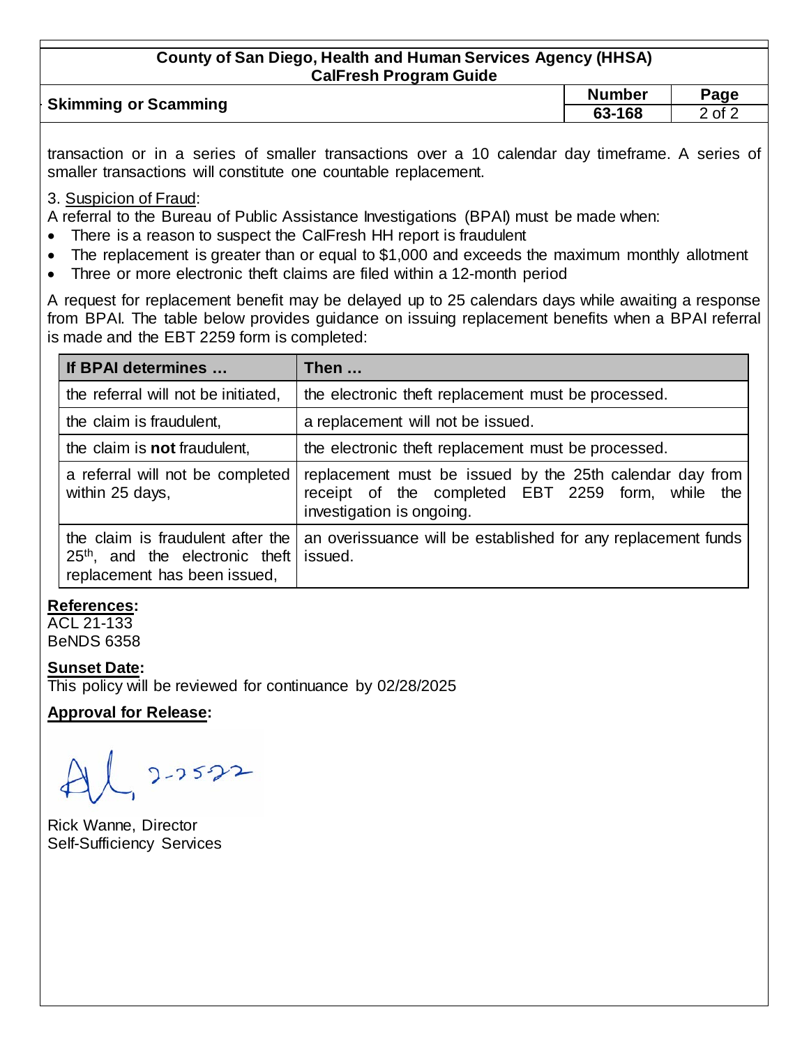transaction or in a series of smaller transactions over a 10 calendar day timeframe. A series of smaller transactions will constitute one countable replacement.

3. Suspicion of Fraud:
A referral to the Bureau of Public Assistance Investigations (BPAI) must be made when:

- There is a reason to suspect the CalFresh HH report is fraudulent
- The replacement is greater than or equal to $1,000 and exceeds the maximum monthly allotment
- Three or more electronic theft claims are filed within a 12-month period

A request for replacement benefit may be delayed up to 25 calendars days while awaiting a response from BPAI. The table below provides guidance on issuing replacement benefits when a BPAI referral is made and the EBT 2259 form is completed:

| If BPAI determines … | Then … |
|---|---|
| the referral will not be initiated, | the electronic theft replacement must be processed. |
| the claim is fraudulent, | a replacement will not be issued. |
| the claim is **not** fraudulent, | the electronic theft replacement must be processed. |
| a referral will not be completed within 25 days, | replacement must be issued by the 25th calendar day from receipt of the completed EBT 2259 form, while the investigation is ongoing. |
| the claim is fraudulent after the 25th, and the electronic theft replacement has been issued, | an overissuance will be established for any replacement funds issued. |

**References:**
ACL 21-133
BeNDS 6358

**Sunset Date:**
This policy will be reviewed for continuance by 02/28/2025

**Approval for Release:**

2-25-22

Rick Wanne, Director
Self-Sufficiency Services